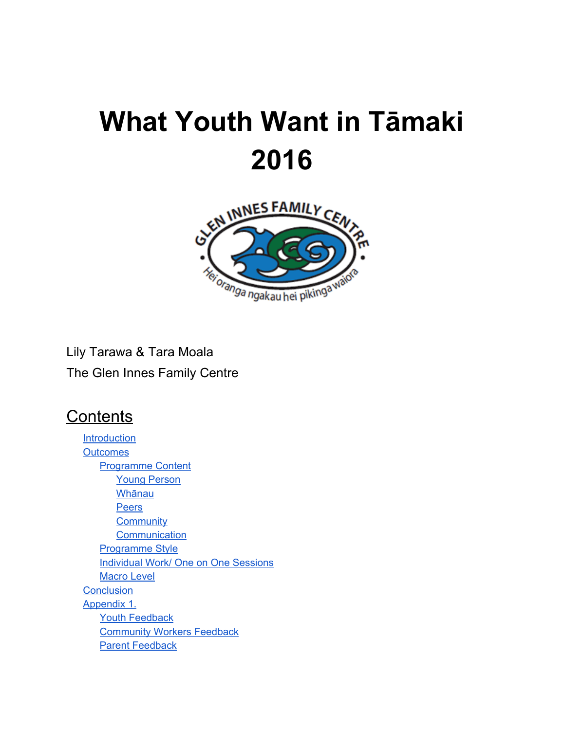# What Youth Want in Tāmaki 2016

Lily Tarawa & Tara Moala

The Glen Innes Family Centre

## Contents

- Introduction
- Outcomes
  - Programme Content
    - Young Person
    - Whānau
    - Peers
    - Community
    - Communication
  - Programme Style
  - Individual Work/ One on One Sessions
  - Macro Level
- Conclusion
- Appendix 1.
  - Youth Feedback
  - Community Workers Feedback
  - Parent Feedback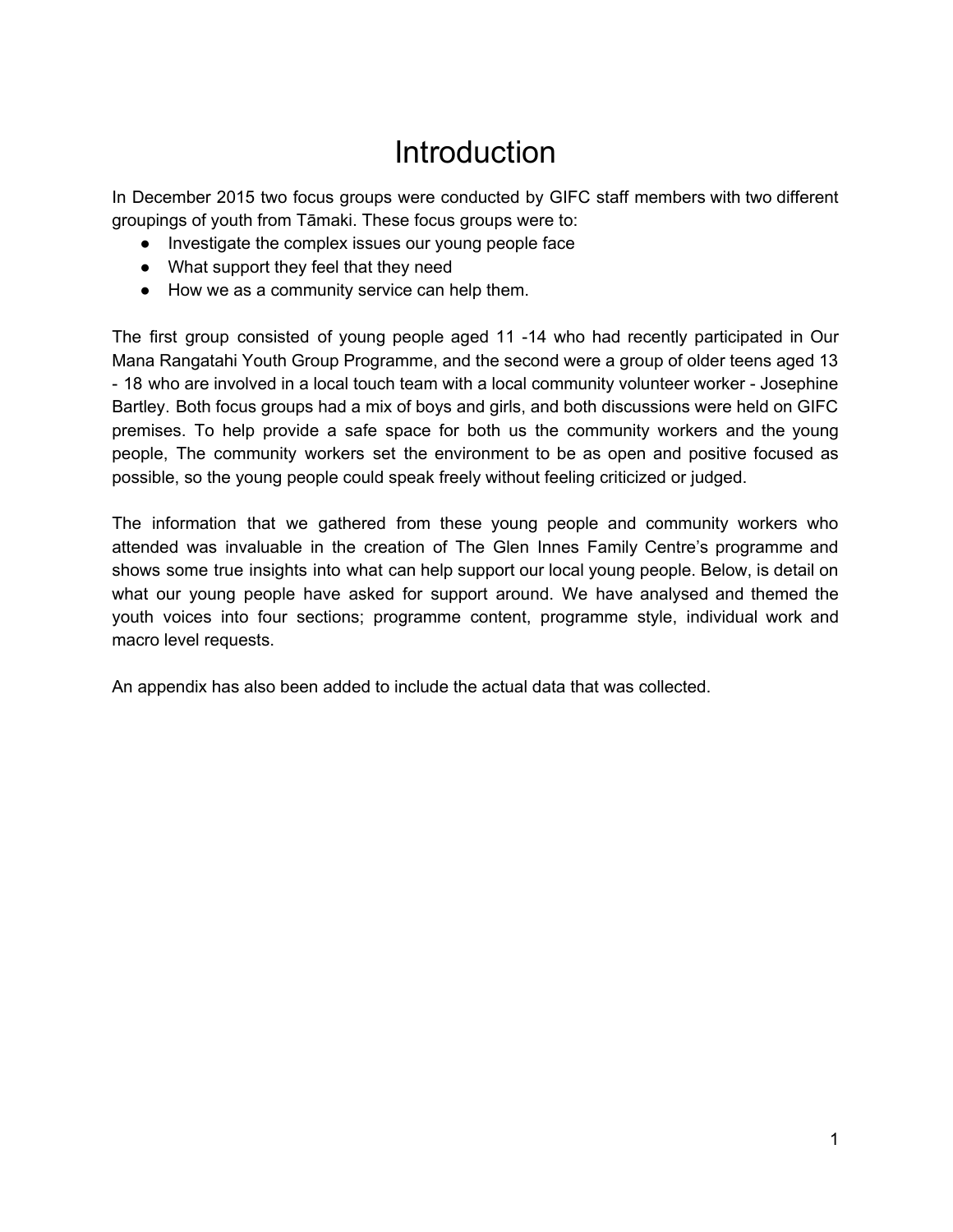# Introduction

In December 2015 two focus groups were conducted by GIFC staff members with two different groupings of youth from Tāmaki. These focus groups were to:

- Investigate the complex issues our young people face
- What support they feel that they need
- How we as a community service can help them.

The first group consisted of young people aged 11 -14 who had recently participated in Our Mana Rangatahi Youth Group Programme, and the second were a group of older teens aged 13 - 18 who are involved in a local touch team with a local community volunteer worker - Josephine Bartley. Both focus groups had a mix of boys and girls, and both discussions were held on GIFC premises. To help provide a safe space for both us the community workers and the young people, The community workers set the environment to be as open and positive focused as possible, so the young people could speak freely without feeling criticized or judged.

The information that we gathered from these young people and community workers who attended was invaluable in the creation of The Glen Innes Family Centre's programme and shows some true insights into what can help support our local young people. Below, is detail on what our young people have asked for support around. We have analysed and themed the youth voices into four sections; programme content, programme style, individual work and macro level requests.

An appendix has also been added to include the actual data that was collected.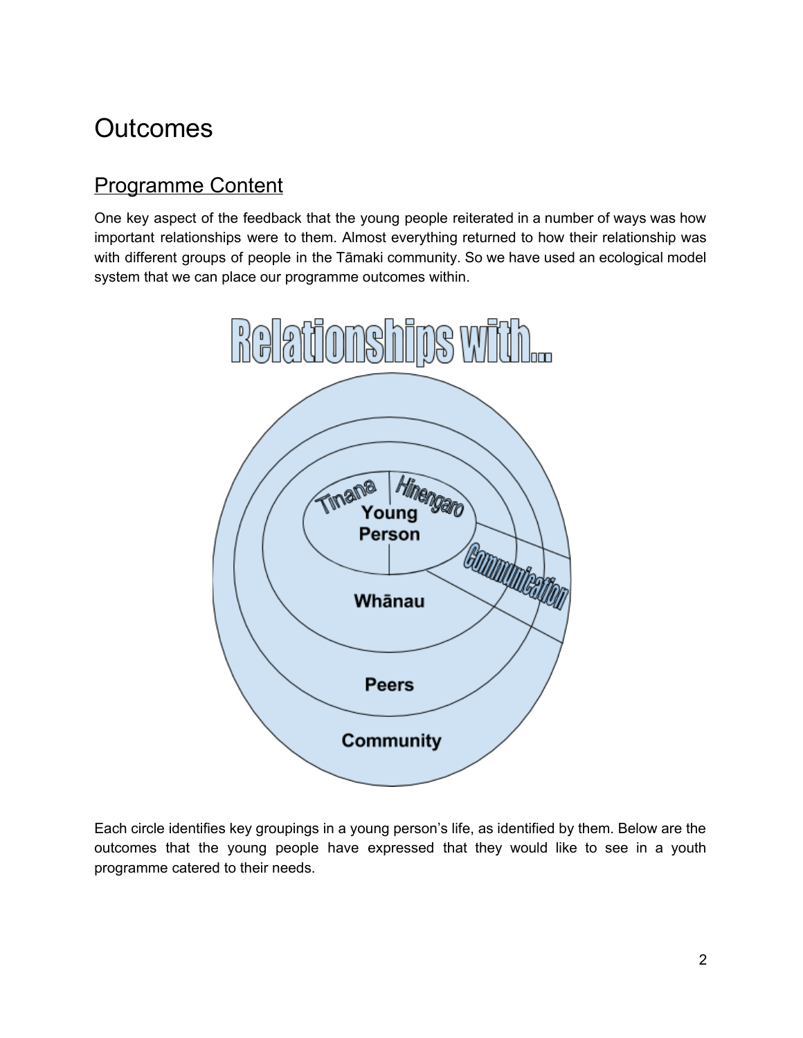# Outcomes

## Programme Content

One key aspect of the feedback that the young people reiterated in a number of ways was how important relationships were to them. Almost everything returned to how their relationship was with different groups of people in the Tāmaki community. So we have used an ecological model system that we can place our programme outcomes within.

Each circle identifies key groupings in a young person's life, as identified by them. Below are the outcomes that the young people have expressed that they would like to see in a youth programme catered to their needs.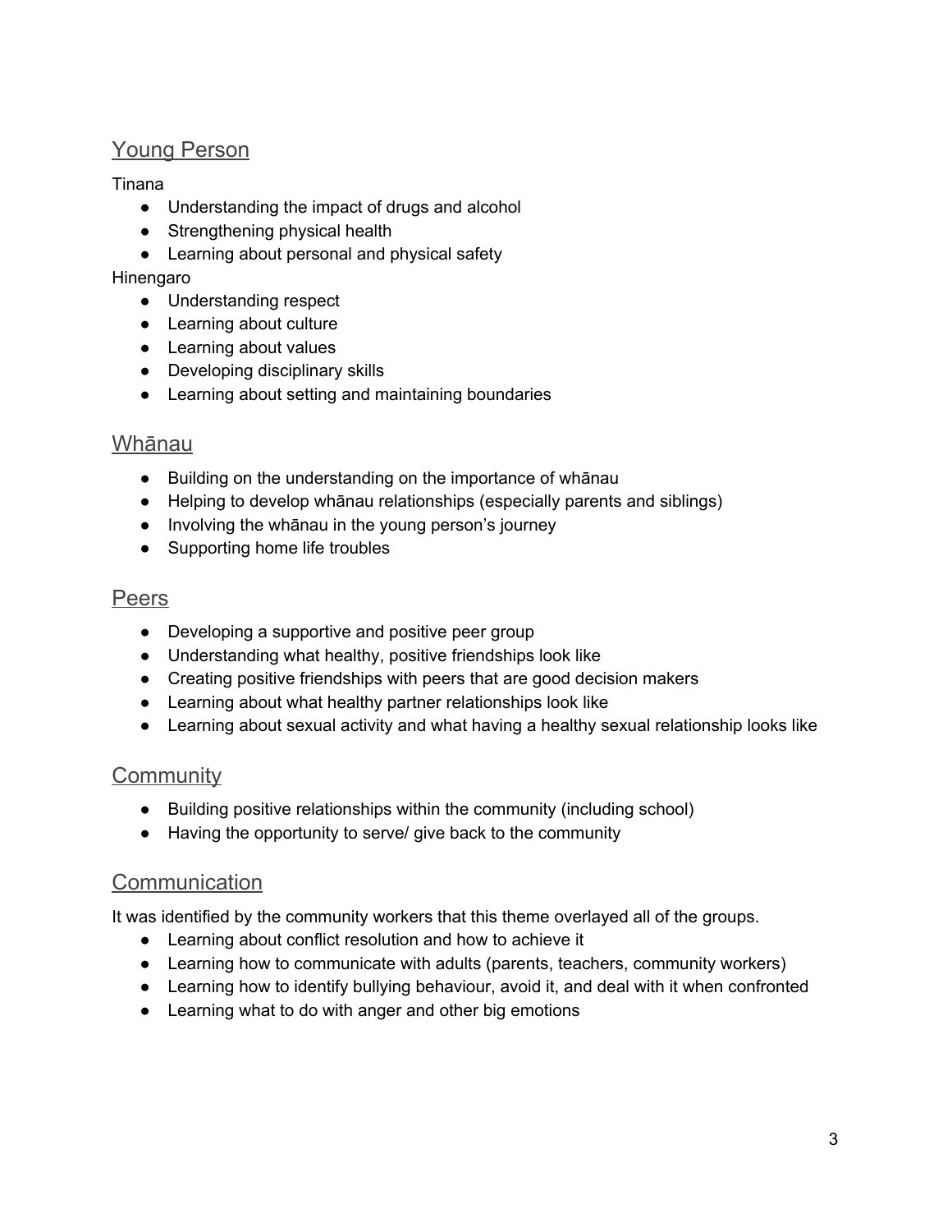## Young Person

Tinana

- Understanding the impact of drugs and alcohol
- Strengthening physical health
- Learning about personal and physical safety

Hinengaro

- Understanding respect
- Learning about culture
- Learning about values
- Developing disciplinary skills
- Learning about setting and maintaining boundaries

## Whānau

- Building on the understanding on the importance of whānau
- Helping to develop whānau relationships (especially parents and siblings)
- Involving the whānau in the young person's journey
- Supporting home life troubles

## Peers

- Developing a supportive and positive peer group
- Understanding what healthy, positive friendships look like
- Creating positive friendships with peers that are good decision makers
- Learning about what healthy partner relationships look like
- Learning about sexual activity and what having a healthy sexual relationship looks like

## Community

- Building positive relationships within the community (including school)
- Having the opportunity to serve/ give back to the community

## Communication

It was identified by the community workers that this theme overlayed all of the groups.

- Learning about conflict resolution and how to achieve it
- Learning how to communicate with adults (parents, teachers, community workers)
- Learning how to identify bullying behaviour, avoid it, and deal with it when confronted
- Learning what to do with anger and other big emotions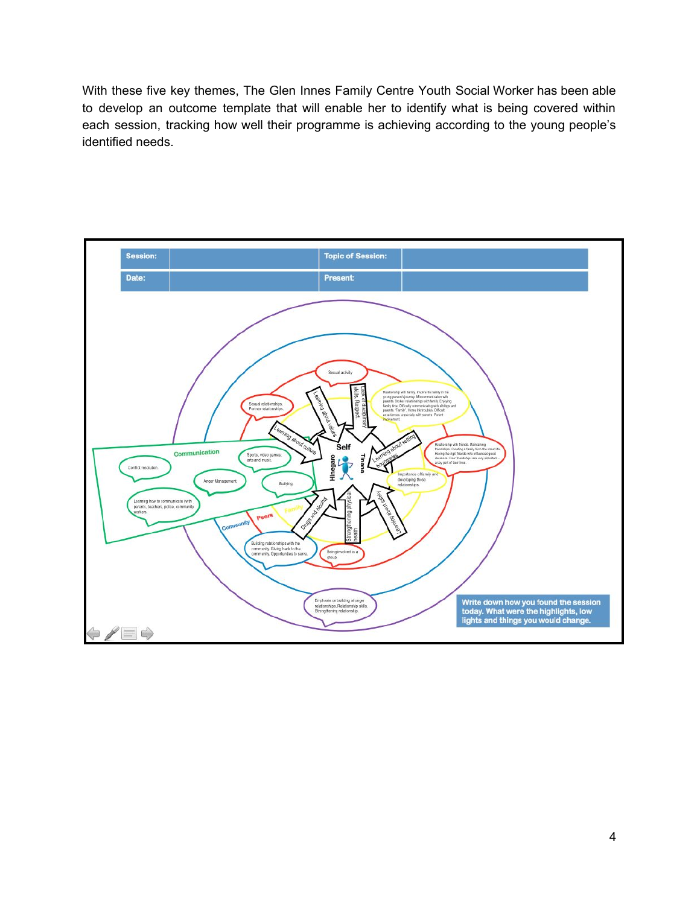With these five key themes, The Glen Innes Family Centre Youth Social Worker has been able to develop an outcome template that will enable her to identify what is being covered within each session, tracking how well their programme is achieving according to the young people's identified needs.

| Session: | | Topic of Session: | |
|---|---|---|---|
| Date: | | Present: | |

Self

Hinegaro

Tinana

Learning about values

Lack of disciplinary skills. Respect.

Learning about culture

Learning about setting boundaries

Drugs and alcohol

Strengthening physical health

Learning those skills

Family

Peers

Community

Communication

Sexual activity

Sexual relationships. Partner relationships.

Relationship with family. Involve the family in the young person's journey. Miscommunication with parents. Broken relationships with family. Enjoying family time. Difficulty communicating with siblings and parents. "Family". Home life/troubles. Difficult experiences, especially with parents. Parent involvement.

Relationship with friends. Maintaining friendships. Creating a family from the street life. Having the right friends who influenced good decisions. Peer friendships are very important – a key part of their lives.

Importance of family and developing those relationships.

Conflict resolution.

Sports, video games, arts and music.

Anger Management.

Bullying.

Learning how to communicate (with parents, teachers, police, community workers.

Building relationships with the community. Giving back to the community. Opportunities to serve.

Being involved in a group.

Emphasis on building stronger relationships. Relationship skills. Strengthening relationship.

**Write down how you found the session today. What were the highlights, low lights and things you would change.**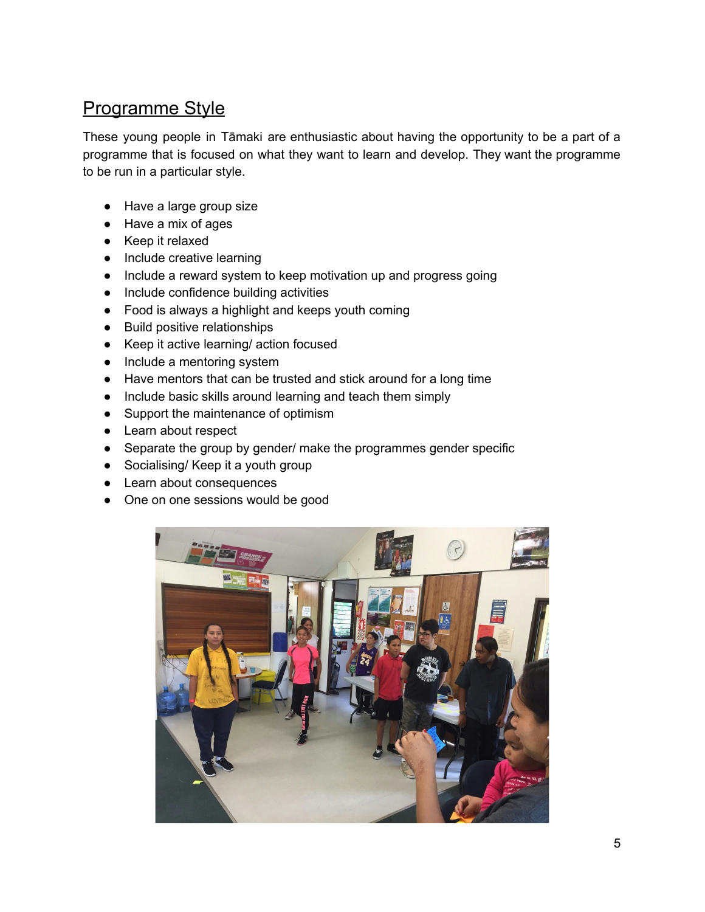## Programme Style

These young people in Tāmaki are enthusiastic about having the opportunity to be a part of a programme that is focused on what they want to learn and develop. They want the programme to be run in a particular style.

- Have a large group size
- Have a mix of ages
- Keep it relaxed
- Include creative learning
- Include a reward system to keep motivation up and progress going
- Include confidence building activities
- Food is always a highlight and keeps youth coming
- Build positive relationships
- Keep it active learning/ action focused
- Include a mentoring system
- Have mentors that can be trusted and stick around for a long time
- Include basic skills around learning and teach them simply
- Support the maintenance of optimism
- Learn about respect
- Separate the group by gender/ make the programmes gender specific
- Socialising/ Keep it a youth group
- Learn about consequences
- One on one sessions would be good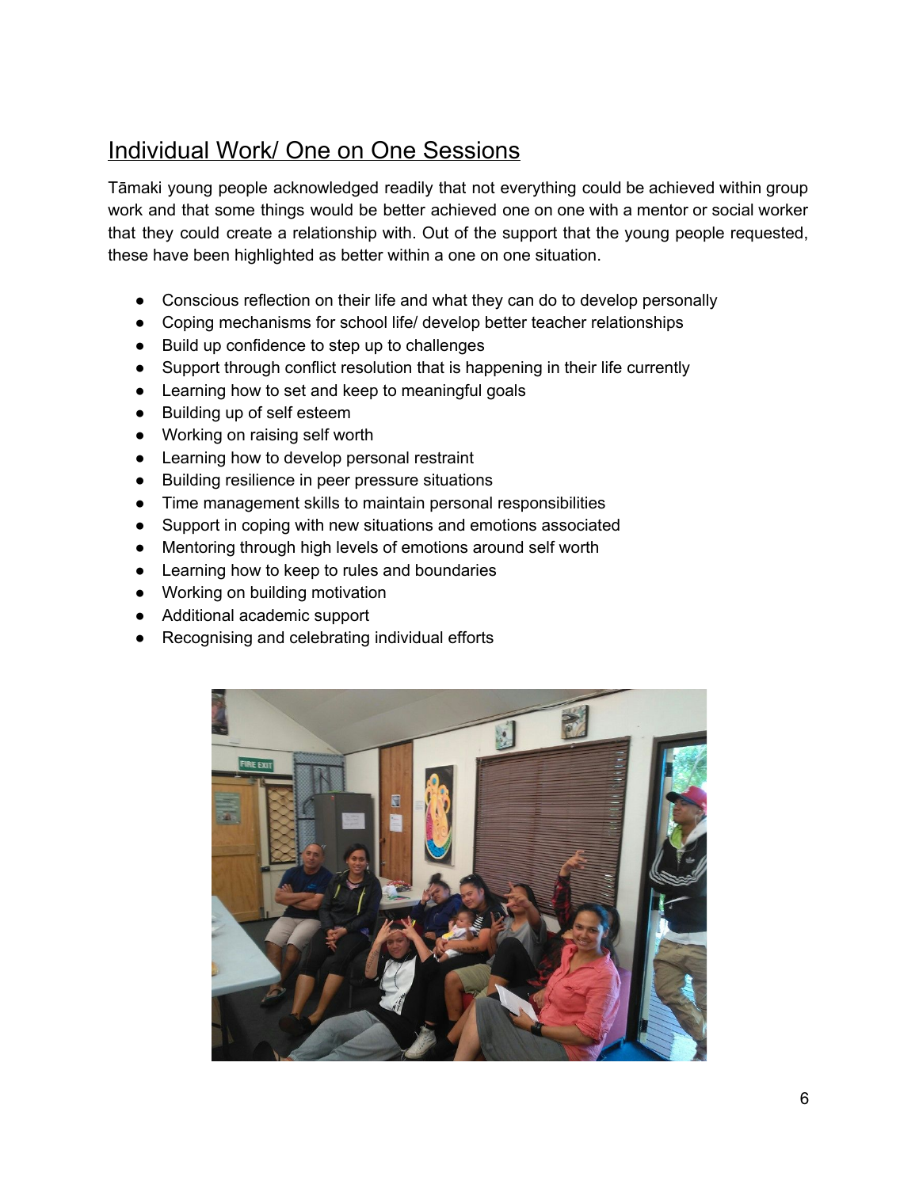## Individual Work/ One on One Sessions

Tāmaki young people acknowledged readily that not everything could be achieved within group work and that some things would be better achieved one on one with a mentor or social worker that they could create a relationship with. Out of the support that the young people requested, these have been highlighted as better within a one on one situation.

- Conscious reflection on their life and what they can do to develop personally
- Coping mechanisms for school life/ develop better teacher relationships
- Build up confidence to step up to challenges
- Support through conflict resolution that is happening in their life currently
- Learning how to set and keep to meaningful goals
- Building up of self esteem
- Working on raising self worth
- Learning how to develop personal restraint
- Building resilience in peer pressure situations
- Time management skills to maintain personal responsibilities
- Support in coping with new situations and emotions associated
- Mentoring through high levels of emotions around self worth
- Learning how to keep to rules and boundaries
- Working on building motivation
- Additional academic support
- Recognising and celebrating individual efforts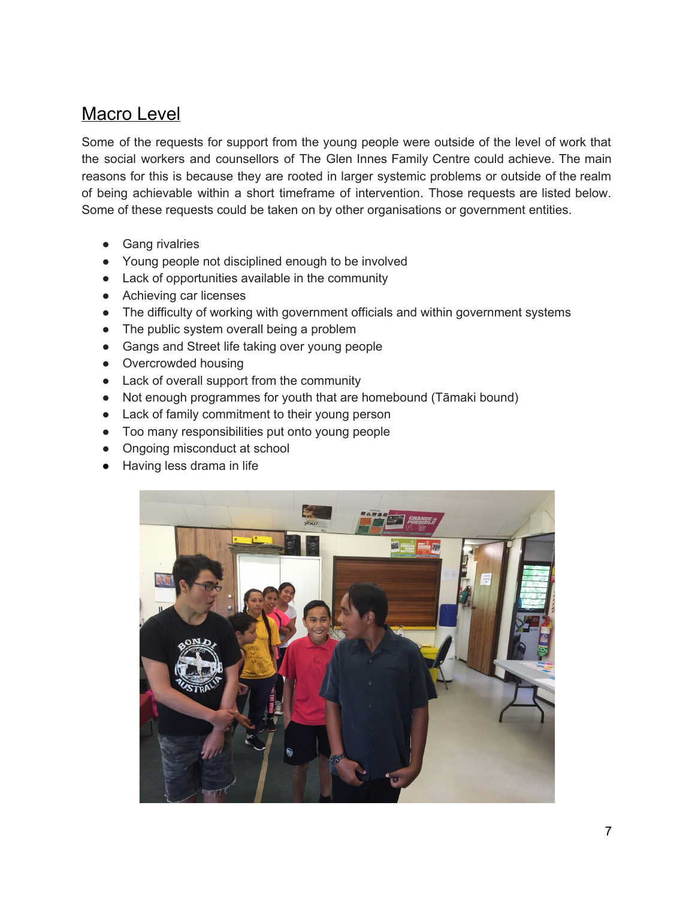## Macro Level

Some of the requests for support from the young people were outside of the level of work that the social workers and counsellors of The Glen Innes Family Centre could achieve. The main reasons for this is because they are rooted in larger systemic problems or outside of the realm of being achievable within a short timeframe of intervention. Those requests are listed below. Some of these requests could be taken on by other organisations or government entities.

- Gang rivalries
- Young people not disciplined enough to be involved
- Lack of opportunities available in the community
- Achieving car licenses
- The difficulty of working with government officials and within government systems
- The public system overall being a problem
- Gangs and Street life taking over young people
- Overcrowded housing
- Lack of overall support from the community
- Not enough programmes for youth that are homebound (Tāmaki bound)
- Lack of family commitment to their young person
- Too many responsibilities put onto young people
- Ongoing misconduct at school
- Having less drama in life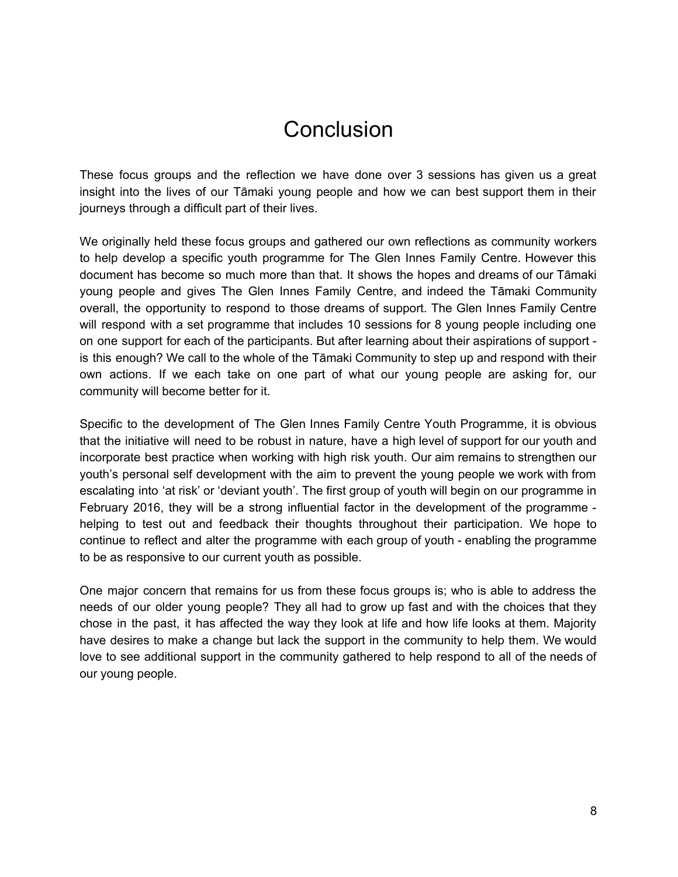# Conclusion

These focus groups and the reflection we have done over 3 sessions has given us a great insight into the lives of our Tāmaki young people and how we can best support them in their journeys through a difficult part of their lives.

We originally held these focus groups and gathered our own reflections as community workers to help develop a specific youth programme for The Glen Innes Family Centre. However this document has become so much more than that. It shows the hopes and dreams of our Tāmaki young people and gives The Glen Innes Family Centre, and indeed the Tāmaki Community overall, the opportunity to respond to those dreams of support. The Glen Innes Family Centre will respond with a set programme that includes 10 sessions for 8 young people including one on one support for each of the participants. But after learning about their aspirations of support - is this enough? We call to the whole of the Tāmaki Community to step up and respond with their own actions. If we each take on one part of what our young people are asking for, our community will become better for it.

Specific to the development of The Glen Innes Family Centre Youth Programme, it is obvious that the initiative will need to be robust in nature, have a high level of support for our youth and incorporate best practice when working with high risk youth. Our aim remains to strengthen our youth's personal self development with the aim to prevent the young people we work with from escalating into 'at risk' or 'deviant youth'. The first group of youth will begin on our programme in February 2016, they will be a strong influential factor in the development of the programme - helping to test out and feedback their thoughts throughout their participation. We hope to continue to reflect and alter the programme with each group of youth - enabling the programme to be as responsive to our current youth as possible.

One major concern that remains for us from these focus groups is; who is able to address the needs of our older young people? They all had to grow up fast and with the choices that they chose in the past, it has affected the way they look at life and how life looks at them. Majority have desires to make a change but lack the support in the community to help them. We would love to see additional support in the community gathered to help respond to all of the needs of our young people.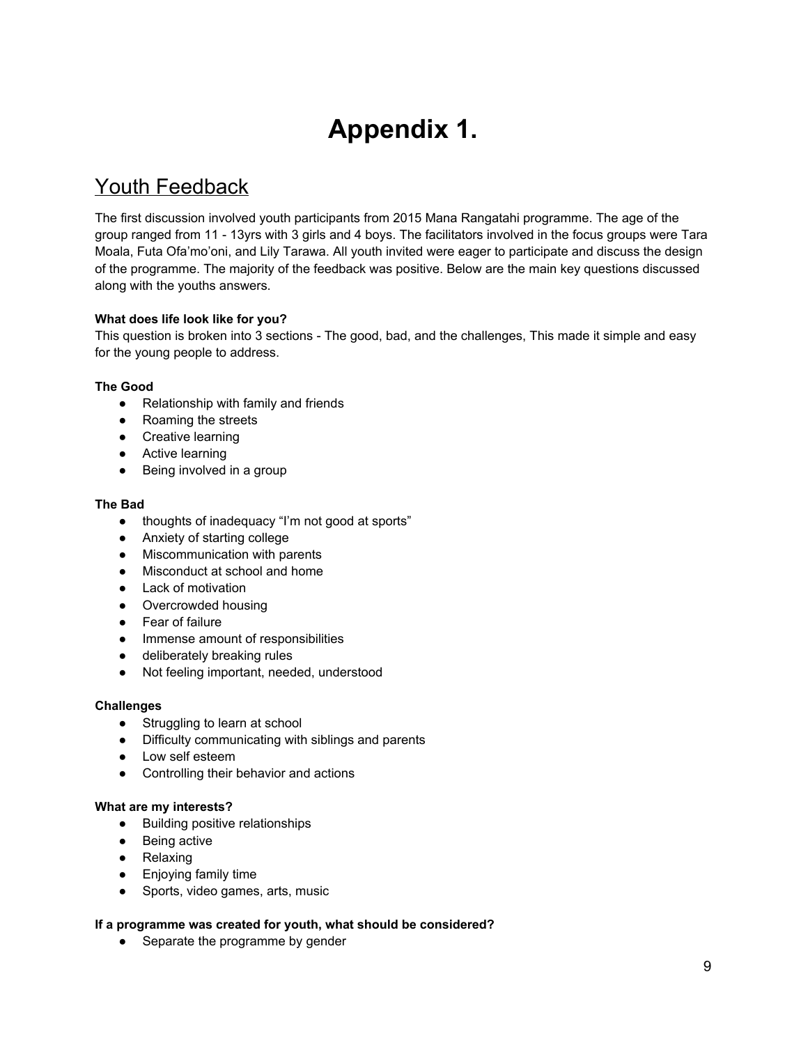# Appendix 1.

## Youth Feedback

The first discussion involved youth participants from 2015 Mana Rangatahi programme. The age of the group ranged from 11 - 13yrs with 3 girls and 4 boys. The facilitators involved in the focus groups were Tara Moala, Futa Ofa'mo'oni, and Lily Tarawa. All youth invited were eager to participate and discuss the design of the programme. The majority of the feedback was positive. Below are the main key questions discussed along with the youths answers.

**What does life look like for you?**
This question is broken into 3 sections - The good, bad, and the challenges, This made it simple and easy for the young people to address.

**The Good**

- Relationship with family and friends
- Roaming the streets
- Creative learning
- Active learning
- Being involved in a group

**The Bad**

- thoughts of inadequacy "I'm not good at sports"
- Anxiety of starting college
- Miscommunication with parents
- Misconduct at school and home
- Lack of motivation
- Overcrowded housing
- Fear of failure
- Immense amount of responsibilities
- deliberately breaking rules
- Not feeling important, needed, understood

**Challenges**

- Struggling to learn at school
- Difficulty communicating with siblings and parents
- Low self esteem
- Controlling their behavior and actions

**What are my interests?**

- Building positive relationships
- Being active
- Relaxing
- Enjoying family time
- Sports, video games, arts, music

**If a programme was created for youth, what should be considered?**

- Separate the programme by gender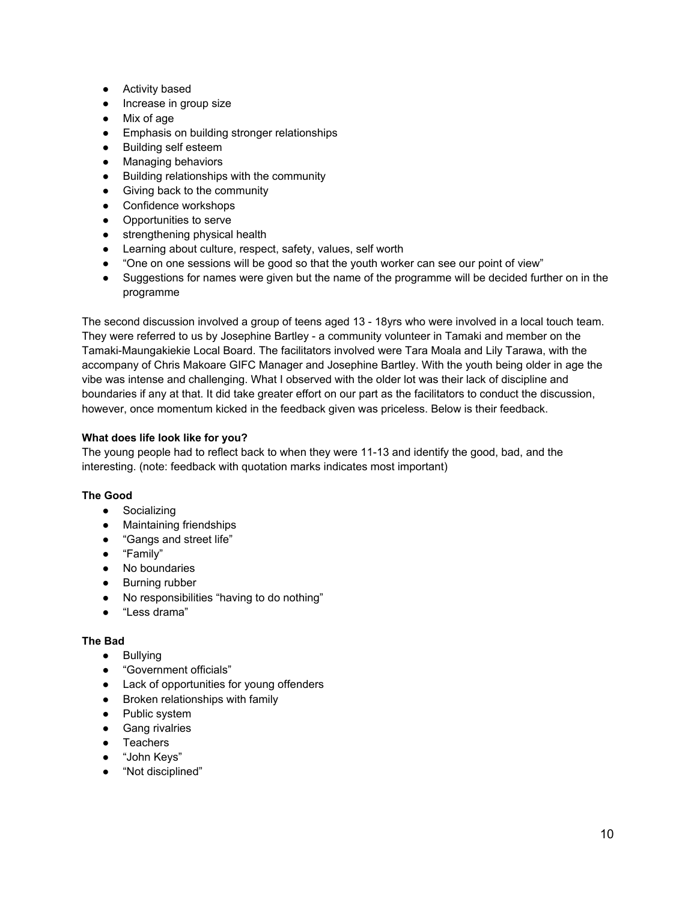- Activity based
- Increase in group size
- Mix of age
- Emphasis on building stronger relationships
- Building self esteem
- Managing behaviors
- Building relationships with the community
- Giving back to the community
- Confidence workshops
- Opportunities to serve
- strengthening physical health
- Learning about culture, respect, safety, values, self worth
- "One on one sessions will be good so that the youth worker can see our point of view"
- Suggestions for names were given but the name of the programme will be decided further on in the programme

The second discussion involved a group of teens aged 13 - 18yrs who were involved in a local touch team. They were referred to us by Josephine Bartley - a community volunteer in Tamaki and member on the Tamaki-Maungakiekie Local Board. The facilitators involved were Tara Moala and Lily Tarawa, with the accompany of Chris Makoare GIFC Manager and Josephine Bartley. With the youth being older in age the vibe was intense and challenging. What I observed with the older lot was their lack of discipline and boundaries if any at that. It did take greater effort on our part as the facilitators to conduct the discussion, however, once momentum kicked in the feedback given was priceless. Below is their feedback.

**What does life look like for you?**
The young people had to reflect back to when they were 11-13 and identify the good, bad, and the interesting. (note: feedback with quotation marks indicates most important)

**The Good**

- Socializing
- Maintaining friendships
- "Gangs and street life"
- "Family"
- No boundaries
- Burning rubber
- No responsibilities "having to do nothing"
- "Less drama"

**The Bad**

- Bullying
- "Government officials"
- Lack of opportunities for young offenders
- Broken relationships with family
- Public system
- Gang rivalries
- Teachers
- "John Keys"
- "Not disciplined"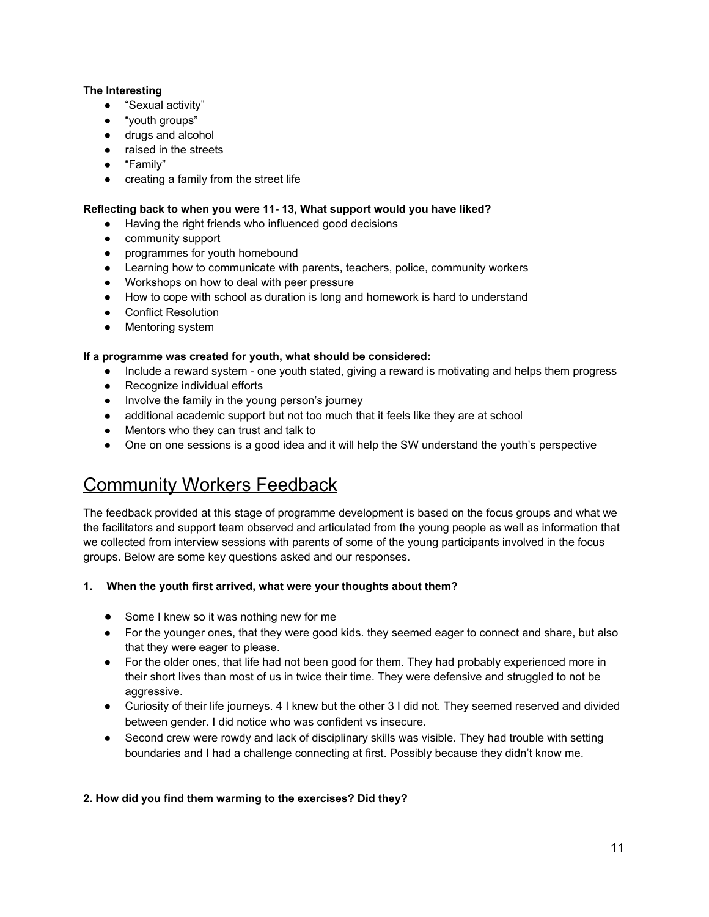**The Interesting**

- "Sexual activity"
- "youth groups"
- drugs and alcohol
- raised in the streets
- "Family"
- creating a family from the street life

**Reflecting back to when you were 11- 13, What support would you have liked?**

- Having the right friends who influenced good decisions
- community support
- programmes for youth homebound
- Learning how to communicate with parents, teachers, police, community workers
- Workshops on how to deal with peer pressure
- How to cope with school as duration is long and homework is hard to understand
- Conflict Resolution
- Mentoring system

**If a programme was created for youth, what should be considered:**

- Include a reward system - one youth stated, giving a reward is motivating and helps them progress
- Recognize individual efforts
- Involve the family in the young person's journey
- additional academic support but not too much that it feels like they are at school
- Mentors who they can trust and talk to
- One on one sessions is a good idea and it will help the SW understand the youth's perspective

# Community Workers Feedback

The feedback provided at this stage of programme development is based on the focus groups and what we the facilitators and support team observed and articulated from the young people as well as information that we collected from interview sessions with parents of some of the young participants involved in the focus groups. Below are some key questions asked and our responses.

**1. When the youth first arrived, what were your thoughts about them?**

- Some I knew so it was nothing new for me
- For the younger ones, that they were good kids. they seemed eager to connect and share, but also that they were eager to please.
- For the older ones, that life had not been good for them. They had probably experienced more in their short lives than most of us in twice their time. They were defensive and struggled to not be aggressive.
- Curiosity of their life journeys. 4 I knew but the other 3 I did not. They seemed reserved and divided between gender. I did notice who was confident vs insecure.
- Second crew were rowdy and lack of disciplinary skills was visible. They had trouble with setting boundaries and I had a challenge connecting at first. Possibly because they didn't know me.

**2. How did you find them warming to the exercises? Did they?**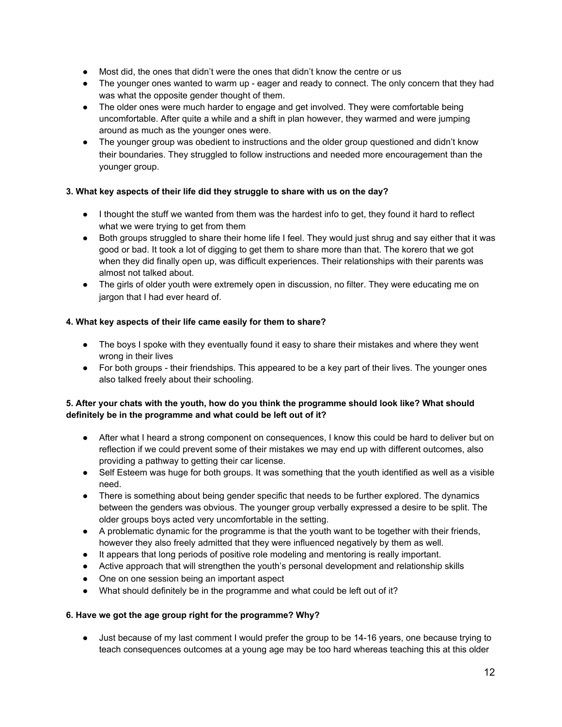- Most did, the ones that didn't were the ones that didn't know the centre or us
- The younger ones wanted to warm up - eager and ready to connect. The only concern that they had was what the opposite gender thought of them.
- The older ones were much harder to engage and get involved. They were comfortable being uncomfortable. After quite a while and a shift in plan however, they warmed and were jumping around as much as the younger ones were.
- The younger group was obedient to instructions and the older group questioned and didn't know their boundaries. They struggled to follow instructions and needed more encouragement than the younger group.

**3. What key aspects of their life did they struggle to share with us on the day?**

- I thought the stuff we wanted from them was the hardest info to get, they found it hard to reflect what we were trying to get from them
- Both groups struggled to share their home life I feel. They would just shrug and say either that it was good or bad. It took a lot of digging to get them to share more than that. The korero that we got when they did finally open up, was difficult experiences. Their relationships with their parents was almost not talked about.
- The girls of older youth were extremely open in discussion, no filter. They were educating me on jargon that I had ever heard of.

**4. What key aspects of their life came easily for them to share?**

- The boys I spoke with they eventually found it easy to share their mistakes and where they went wrong in their lives
- For both groups - their friendships. This appeared to be a key part of their lives. The younger ones also talked freely about their schooling.

**5. After your chats with the youth, how do you think the programme should look like? What should definitely be in the programme and what could be left out of it?**

- After what I heard a strong component on consequences, I know this could be hard to deliver but on reflection if we could prevent some of their mistakes we may end up with different outcomes, also providing a pathway to getting their car license.
- Self Esteem was huge for both groups. It was something that the youth identified as well as a visible need.
- There is something about being gender specific that needs to be further explored. The dynamics between the genders was obvious. The younger group verbally expressed a desire to be split. The older groups boys acted very uncomfortable in the setting.
- A problematic dynamic for the programme is that the youth want to be together with their friends, however they also freely admitted that they were influenced negatively by them as well.
- It appears that long periods of positive role modeling and mentoring is really important.
- Active approach that will strengthen the youth's personal development and relationship skills
- One on one session being an important aspect
- What should definitely be in the programme and what could be left out of it?

**6. Have we got the age group right for the programme? Why?**

- Just because of my last comment I would prefer the group to be 14-16 years, one because trying to teach consequences outcomes at a young age may be too hard whereas teaching this at this older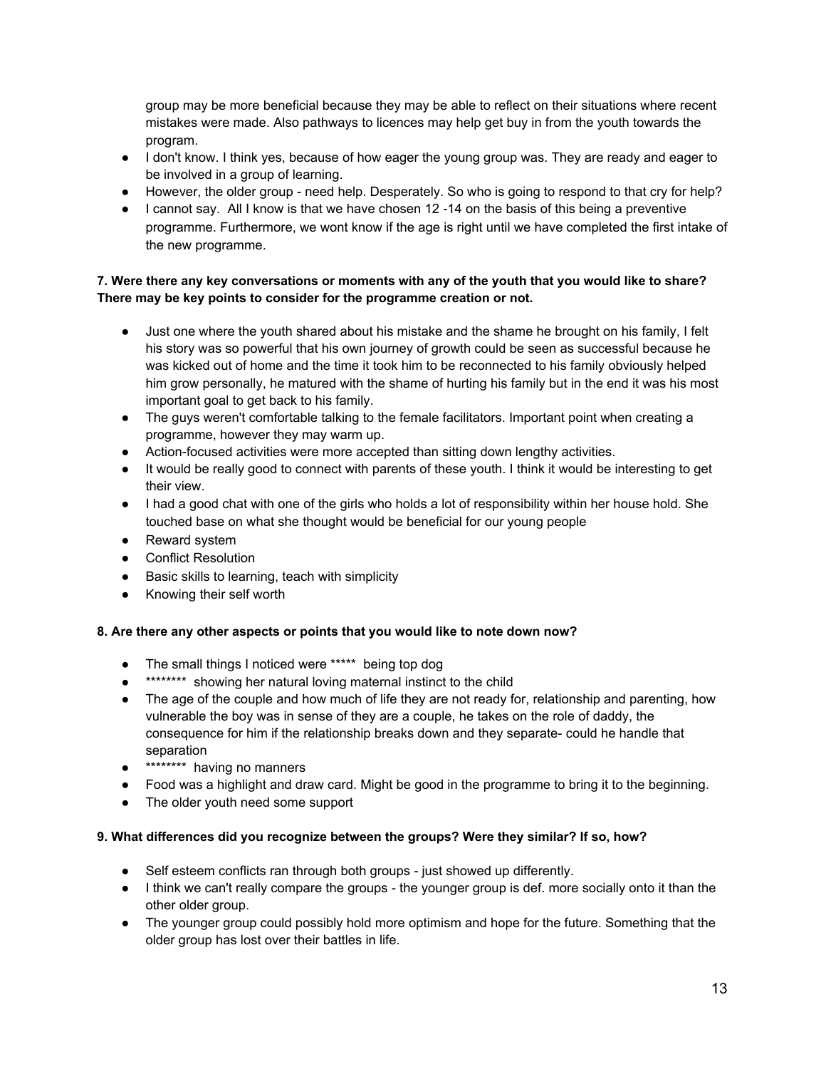group may be more beneficial because they may be able to reflect on their situations where recent mistakes were made. Also pathways to licences may help get buy in from the youth towards the program.

- I don't know. I think yes, because of how eager the young group was. They are ready and eager to be involved in a group of learning.
- However, the older group - need help. Desperately. So who is going to respond to that cry for help?
- I cannot say. All I know is that we have chosen 12 -14 on the basis of this being a preventive programme. Furthermore, we wont know if the age is right until we have completed the first intake of the new programme.

**7. Were there any key conversations or moments with any of the youth that you would like to share? There may be key points to consider for the programme creation or not.**

- Just one where the youth shared about his mistake and the shame he brought on his family, I felt his story was so powerful that his own journey of growth could be seen as successful because he was kicked out of home and the time it took him to be reconnected to his family obviously helped him grow personally, he matured with the shame of hurting his family but in the end it was his most important goal to get back to his family.
- The guys weren't comfortable talking to the female facilitators. Important point when creating a programme, however they may warm up.
- Action-focused activities were more accepted than sitting down lengthy activities.
- It would be really good to connect with parents of these youth. I think it would be interesting to get their view.
- I had a good chat with one of the girls who holds a lot of responsibility within her house hold. She touched base on what she thought would be beneficial for our young people
- Reward system
- Conflict Resolution
- Basic skills to learning, teach with simplicity
- Knowing their self worth

**8. Are there any other aspects or points that you would like to note down now?**

- The small things I noticed were ***** being top dog
- ******** showing her natural loving maternal instinct to the child
- The age of the couple and how much of life they are not ready for, relationship and parenting, how vulnerable the boy was in sense of they are a couple, he takes on the role of daddy, the consequence for him if the relationship breaks down and they separate- could he handle that separation
- ******** having no manners
- Food was a highlight and draw card. Might be good in the programme to bring it to the beginning.
- The older youth need some support

**9. What differences did you recognize between the groups? Were they similar? If so, how?**

- Self esteem conflicts ran through both groups - just showed up differently.
- I think we can't really compare the groups - the younger group is def. more socially onto it than the other older group.
- The younger group could possibly hold more optimism and hope for the future. Something that the older group has lost over their battles in life.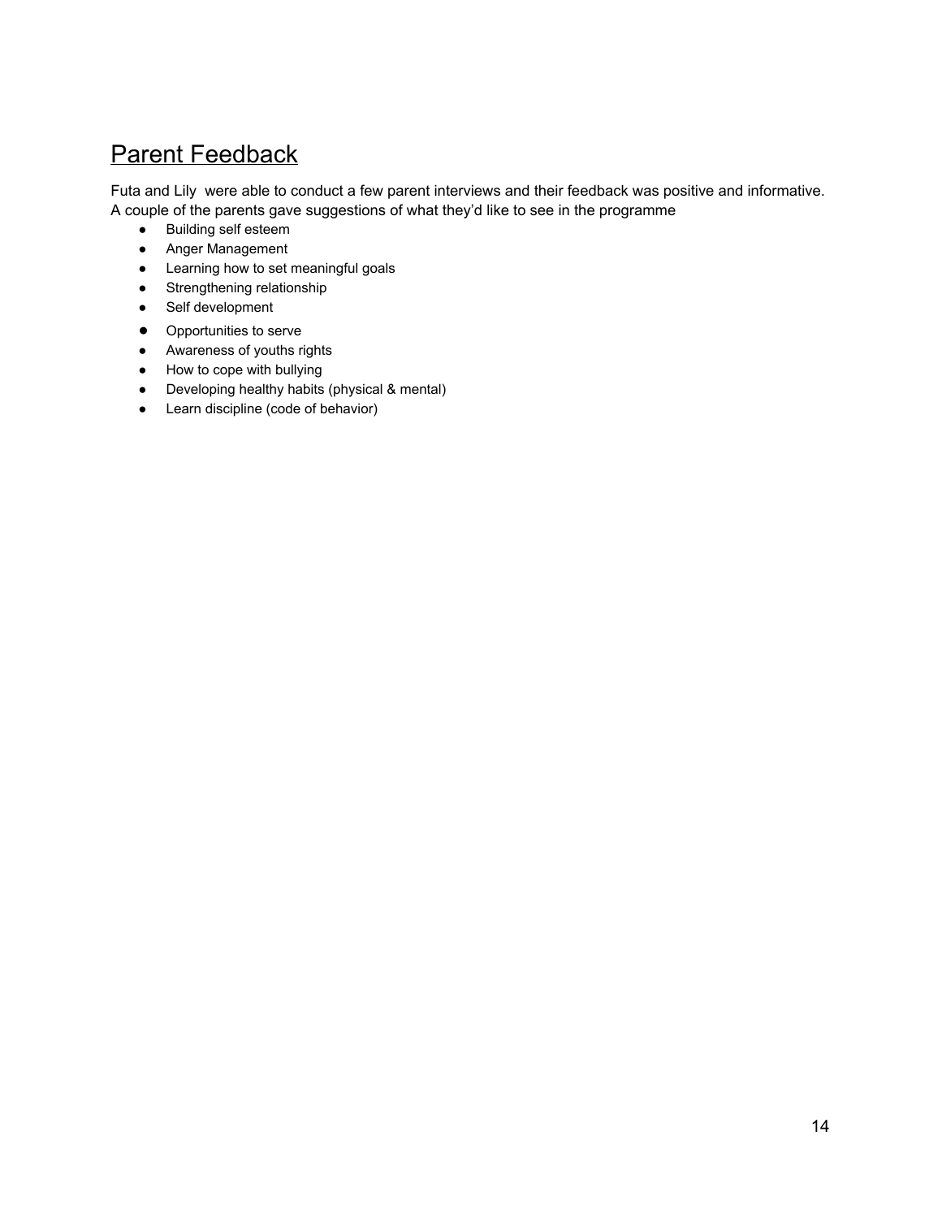## Parent Feedback

Futa and Lily  were able to conduct a few parent interviews and their feedback was positive and informative. A couple of the parents gave suggestions of what they'd like to see in the programme

- Building self esteem
- Anger Management
- Learning how to set meaningful goals
- Strengthening relationship
- Self development
- Opportunities to serve
- Awareness of youths rights
- How to cope with bullying
- Developing healthy habits (physical & mental)
- Learn discipline (code of behavior)